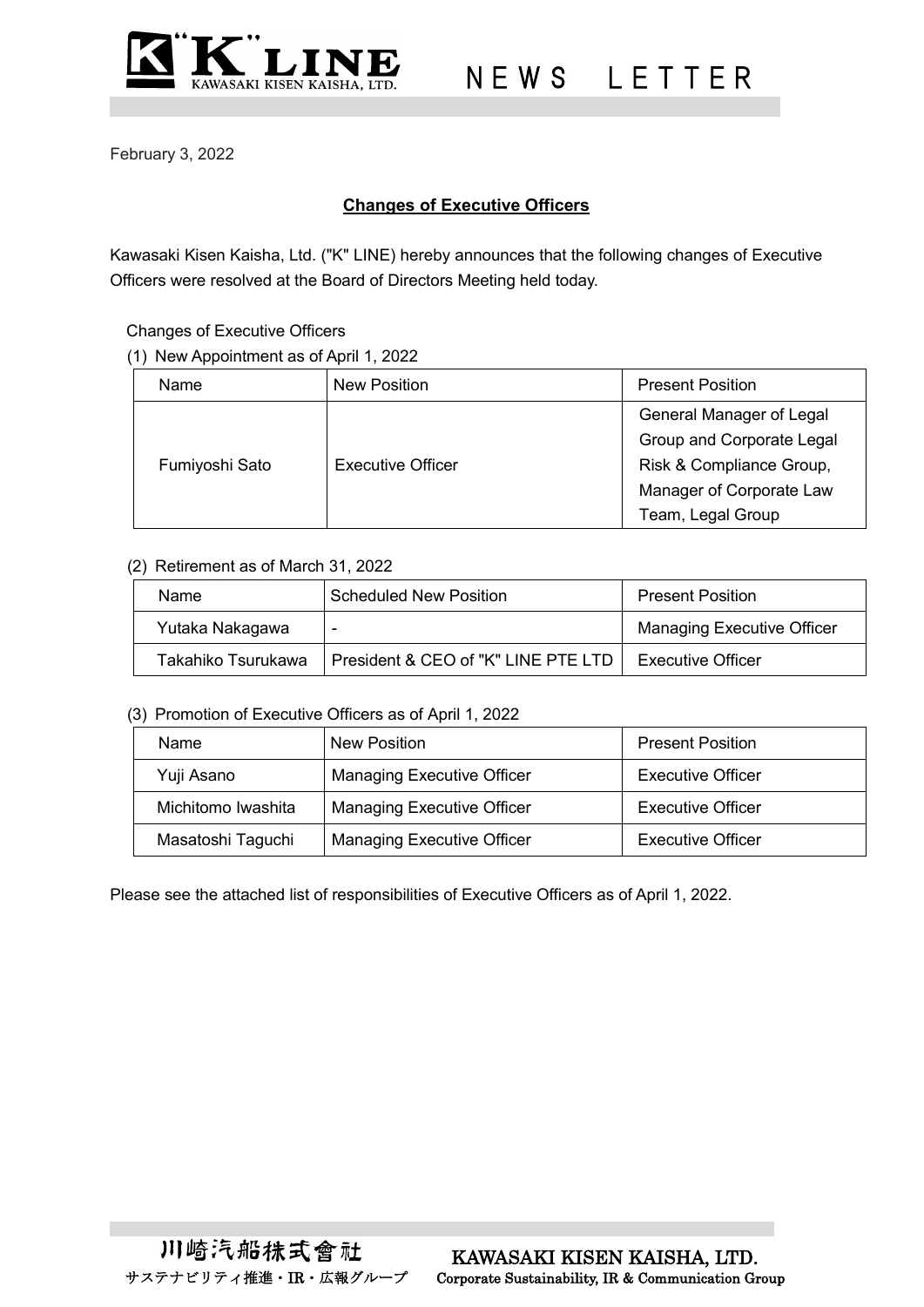February 3, 2022

## Changes of Executive Officers

Kawasaki Kisen Kaisha, Ltd. ("K" LINE) hereby announces that the following changes of Executive Officers were resolved at the Board of Directors Meeting held today.

Changes of Executive Officers

(1) New Appointment as of April 1, 2022

| Name | New Position | Present Position |
|---|---|---|
| Fumiyoshi Sato | Executive Officer | General Manager of Legal Group and Corporate Legal Risk & Compliance Group, Manager of Corporate Law Team, Legal Group |

(2) Retirement as of March 31, 2022

| Name | Scheduled New Position | Present Position |
|---|---|---|
| Yutaka Nakagawa | - | Managing Executive Officer |
| Takahiko Tsurukawa | President & CEO of "K" LINE PTE LTD | Executive Officer |

(3) Promotion of Executive Officers as of April 1, 2022

| Name | New Position | Present Position |
|---|---|---|
| Yuji Asano | Managing Executive Officer | Executive Officer |
| Michitomo Iwashita | Managing Executive Officer | Executive Officer |
| Masatoshi Taguchi | Managing Executive Officer | Executive Officer |

Please see the attached list of responsibilities of Executive Officers as of April 1, 2022.

川崎汽船株式會社
サステナビリティ推進・IR・広報グループ

KAWASAKI KISEN KAISHA, LTD.
Corporate Sustainability, IR & Communication Group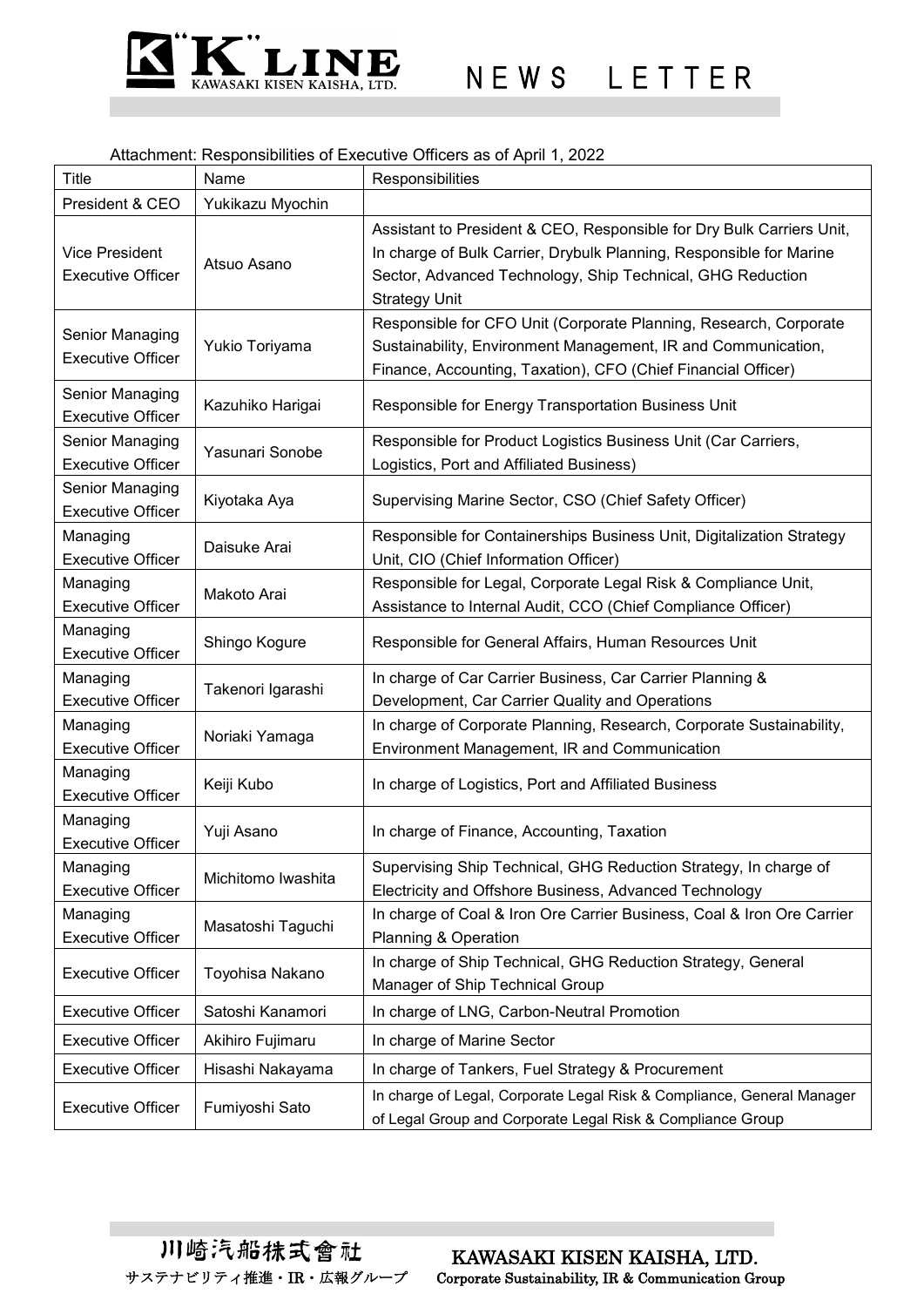Attachment: Responsibilities of Executive Officers as of April 1, 2022

| Title | Name | Responsibilities |
|---|---|---|
| President & CEO | Yukikazu Myochin | |
| Vice President Executive Officer | Atsuo Asano | Assistant to President & CEO, Responsible for Dry Bulk Carriers Unit, In charge of Bulk Carrier, Drybulk Planning, Responsible for Marine Sector, Advanced Technology, Ship Technical, GHG Reduction Strategy Unit |
| Senior Managing Executive Officer | Yukio Toriyama | Responsible for CFO Unit (Corporate Planning, Research, Corporate Sustainability, Environment Management, IR and Communication, Finance, Accounting, Taxation), CFO (Chief Financial Officer) |
| Senior Managing Executive Officer | Kazuhiko Harigai | Responsible for Energy Transportation Business Unit |
| Senior Managing Executive Officer | Yasunari Sonobe | Responsible for Product Logistics Business Unit (Car Carriers, Logistics, Port and Affiliated Business) |
| Senior Managing Executive Officer | Kiyotaka Aya | Supervising Marine Sector, CSO (Chief Safety Officer) |
| Managing Executive Officer | Daisuke Arai | Responsible for Containerships Business Unit, Digitalization Strategy Unit, CIO (Chief Information Officer) |
| Managing Executive Officer | Makoto Arai | Responsible for Legal, Corporate Legal Risk & Compliance Unit, Assistance to Internal Audit, CCO (Chief Compliance Officer) |
| Managing Executive Officer | Shingo Kogure | Responsible for General Affairs, Human Resources Unit |
| Managing Executive Officer | Takenori Igarashi | In charge of Car Carrier Business, Car Carrier Planning & Development, Car Carrier Quality and Operations |
| Managing Executive Officer | Noriaki Yamaga | In charge of Corporate Planning, Research, Corporate Sustainability, Environment Management, IR and Communication |
| Managing Executive Officer | Keiji Kubo | In charge of Logistics, Port and Affiliated Business |
| Managing Executive Officer | Yuji Asano | In charge of Finance, Accounting, Taxation |
| Managing Executive Officer | Michitomo Iwashita | Supervising Ship Technical, GHG Reduction Strategy, In charge of Electricity and Offshore Business, Advanced Technology |
| Managing Executive Officer | Masatoshi Taguchi | In charge of Coal & Iron Ore Carrier Business, Coal & Iron Ore Carrier Planning & Operation |
| Executive Officer | Toyohisa Nakano | In charge of Ship Technical, GHG Reduction Strategy, General Manager of Ship Technical Group |
| Executive Officer | Satoshi Kanamori | In charge of LNG, Carbon-Neutral Promotion |
| Executive Officer | Akihiro Fujimaru | In charge of Marine Sector |
| Executive Officer | Hisashi Nakayama | In charge of Tankers, Fuel Strategy & Procurement |
| Executive Officer | Fumiyoshi Sato | In charge of Legal, Corporate Legal Risk & Compliance, General Manager of Legal Group and Corporate Legal Risk & Compliance Group |